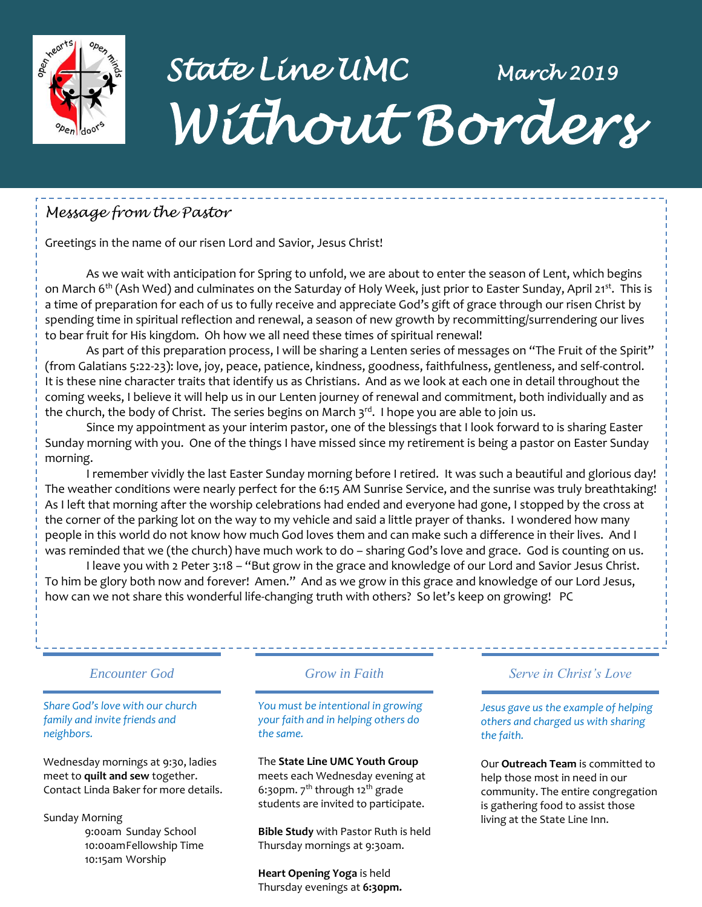# State Line UMC March 2019

# Without Borders

## Message from the Pastor

Greetings in the name of our risen Lord and Savior, Jesus Christ!

As we wait with anticipation for Spring to unfold, we are about to enter the season of Lent, which begins on March 6th (Ash Wed) and culminates on the Saturday of Holy Week, just prior to Easter Sunday, April 21st. This is a time of preparation for each of us to fully receive and appreciate God's gift of grace through our risen Christ by spending time in spiritual reflection and renewal, a season of new growth by recommitting/surrendering our lives to bear fruit for His kingdom. Oh how we all need these times of spiritual renewal!

As part of this preparation process, I will be sharing a Lenten series of messages on "The Fruit of the Spirit" (from Galatians 5:22-23): love, joy, peace, patience, kindness, goodness, faithfulness, gentleness, and self-control. It is these nine character traits that identify us as Christians. And as we look at each one in detail throughout the coming weeks, I believe it will help us in our Lenten journey of renewal and commitment, both individually and as the church, the body of Christ. The series begins on March 3rd. I hope you are able to join us.

Since my appointment as your interim pastor, one of the blessings that I look forward to is sharing Easter Sunday morning with you. One of the things I have missed since my retirement is being a pastor on Easter Sunday morning.

I remember vividly the last Easter Sunday morning before I retired. It was such a beautiful and glorious day! The weather conditions were nearly perfect for the 6:15 AM Sunrise Service, and the sunrise was truly breathtaking! As I left that morning after the worship celebrations had ended and everyone had gone, I stopped by the cross at the corner of the parking lot on the way to my vehicle and said a little prayer of thanks. I wondered how many people in this world do not know how much God loves them and can make such a difference in their lives. And I was reminded that we (the church) have much work to do – sharing God's love and grace. God is counting on us.

I leave you with 2 Peter 3:18 – "But grow in the grace and knowledge of our Lord and Savior Jesus Christ. To him be glory both now and forever! Amen." And as we grow in this grace and knowledge of our Lord Jesus, how can we not share this wonderful life-changing truth with others? So let's keep on growing! PC

### Encounter God

*Share God's love with our church family and invite friends and neighbors.*

Wednesday mornings at 9:30, ladies meet to **quilt and sew** together. Contact Linda Baker for more details.

Sunday Morning
- 9:00am Sunday School
- 10:00am Fellowship Time
- 10:15am Worship

### Grow in Faith

*You must be intentional in growing your faith and in helping others do the same.*

The **State Line UMC Youth Group** meets each Wednesday evening at 6:30pm. 7th through 12th grade students are invited to participate.

**Bible Study** with Pastor Ruth is held Thursday mornings at 9:30am.

**Heart Opening Yoga** is held Thursday evenings at **6:30pm.**

### Serve in Christ's Love

*Jesus gave us the example of helping others and charged us with sharing the faith.*

Our **Outreach Team** is committed to help those most in need in our community. The entire congregation is gathering food to assist those living at the State Line Inn.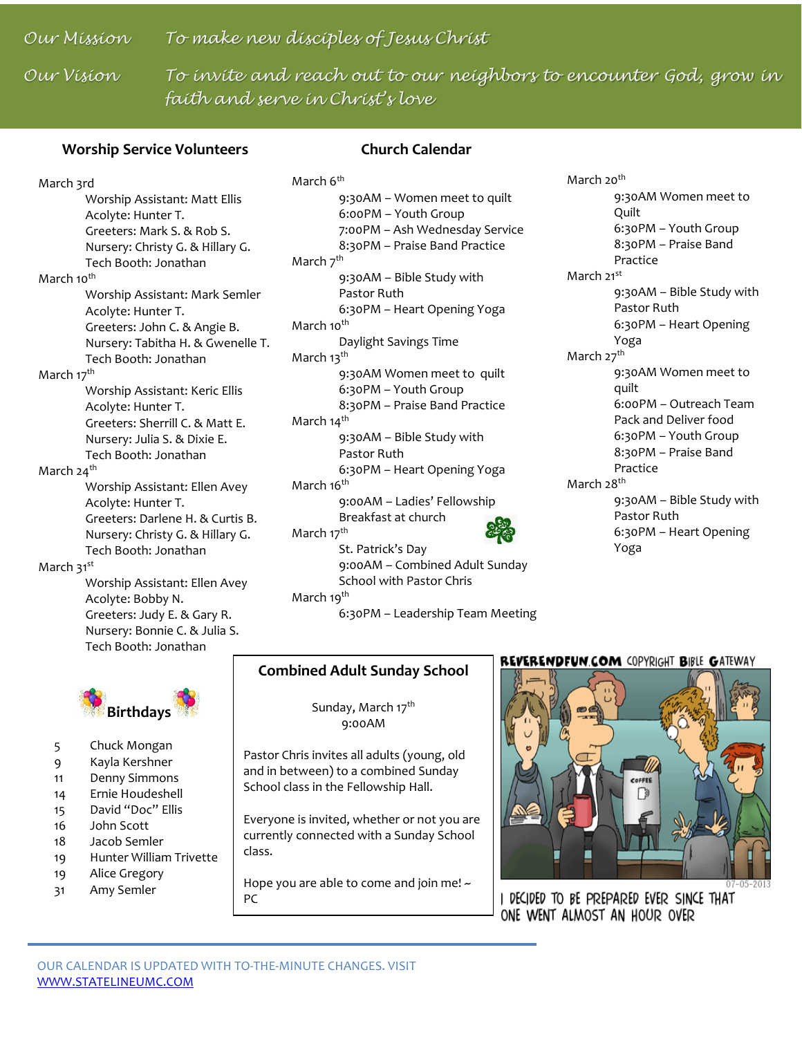*Our Mission* *To make new disciples of Jesus Christ*

*Our Vision* *To invite and reach out to our neighbors to encounter God, grow in faith and serve in Christ's love*

## Worship Service Volunteers

March 3rd
- Worship Assistant: Matt Ellis
- Acolyte: Hunter T.
- Greeters: Mark S. & Rob S.
- Nursery: Christy G. & Hillary G.
- Tech Booth: Jonathan

March 10th
- Worship Assistant: Mark Semler
- Acolyte: Hunter T.
- Greeters: John C. & Angie B.
- Nursery: Tabitha H. & Gwenelle T.
- Tech Booth: Jonathan

March 17th
- Worship Assistant: Keric Ellis
- Acolyte: Hunter T.
- Greeters: Sherrill C. & Matt E.
- Nursery: Julia S. & Dixie E.
- Tech Booth: Jonathan

March 24th
- Worship Assistant: Ellen Avey
- Acolyte: Hunter T.
- Greeters: Darlene H. & Curtis B.
- Nursery: Christy G. & Hillary G.
- Tech Booth: Jonathan

March 31st
- Worship Assistant: Ellen Avey
- Acolyte: Bobby N.
- Greeters: Judy E. & Gary R.
- Nursery: Bonnie C. & Julia S.
- Tech Booth: Jonathan

## Church Calendar

March 6th
- 9:30AM – Women meet to quilt
- 6:00PM – Youth Group
- 7:00PM – Ash Wednesday Service
- 8:30PM – Praise Band Practice

March 7th
- 9:30AM – Bible Study with Pastor Ruth
- 6:30PM – Heart Opening Yoga

March 10th
- Daylight Savings Time

March 13th
- 9:30AM Women meet to quilt
- 6:30PM – Youth Group
- 8:30PM – Praise Band Practice

March 14th
- 9:30AM – Bible Study with Pastor Ruth
- 6:30PM – Heart Opening Yoga

March 16th
- 9:00AM – Ladies' Fellowship Breakfast at church

March 17th
- St. Patrick's Day
- 9:00AM – Combined Adult Sunday School with Pastor Chris

March 19th
- 6:30PM – Leadership Team Meeting

March 20th
- 9:30AM Women meet to Quilt
- 6:30PM – Youth Group
- 8:30PM – Praise Band Practice

March 21st
- 9:30AM – Bible Study with Pastor Ruth
- 6:30PM – Heart Opening Yoga

March 27th
- 9:30AM Women meet to quilt
- 6:00PM – Outreach Team Pack and Deliver food
- 6:30PM – Youth Group
- 8:30PM – Praise Band Practice

March 28th
- 9:30AM – Bible Study with Pastor Ruth
- 6:30PM – Heart Opening Yoga

## Birthdays

| | |
|---|---|
| 5 | Chuck Mongan |
| 9 | Kayla Kershner |
| 11 | Denny Simmons |
| 14 | Ernie Houdeshell |
| 15 | David "Doc" Ellis |
| 16 | John Scott |
| 18 | Jacob Semler |
| 19 | Hunter William Trivette |
| 19 | Alice Gregory |
| 31 | Amy Semler |

## Combined Adult Sunday School

Sunday, March 17th
9:00AM

Pastor Chris invites all adults (young, old and in between) to a combined Sunday School class in the Fellowship Hall.

Everyone is invited, whether or not you are currently connected with a Sunday School class.

Hope you are able to come and join me! ~ PC

REVERENDFUN.COM COPYRIGHT BIBLE GATEWAY

I DECIDED TO BE PREPARED EVER SINCE THAT ONE WENT ALMOST AN HOUR OVER

OUR CALENDAR IS UPDATED WITH TO-THE-MINUTE CHANGES. VISIT WWW.STATELINEUMC.COM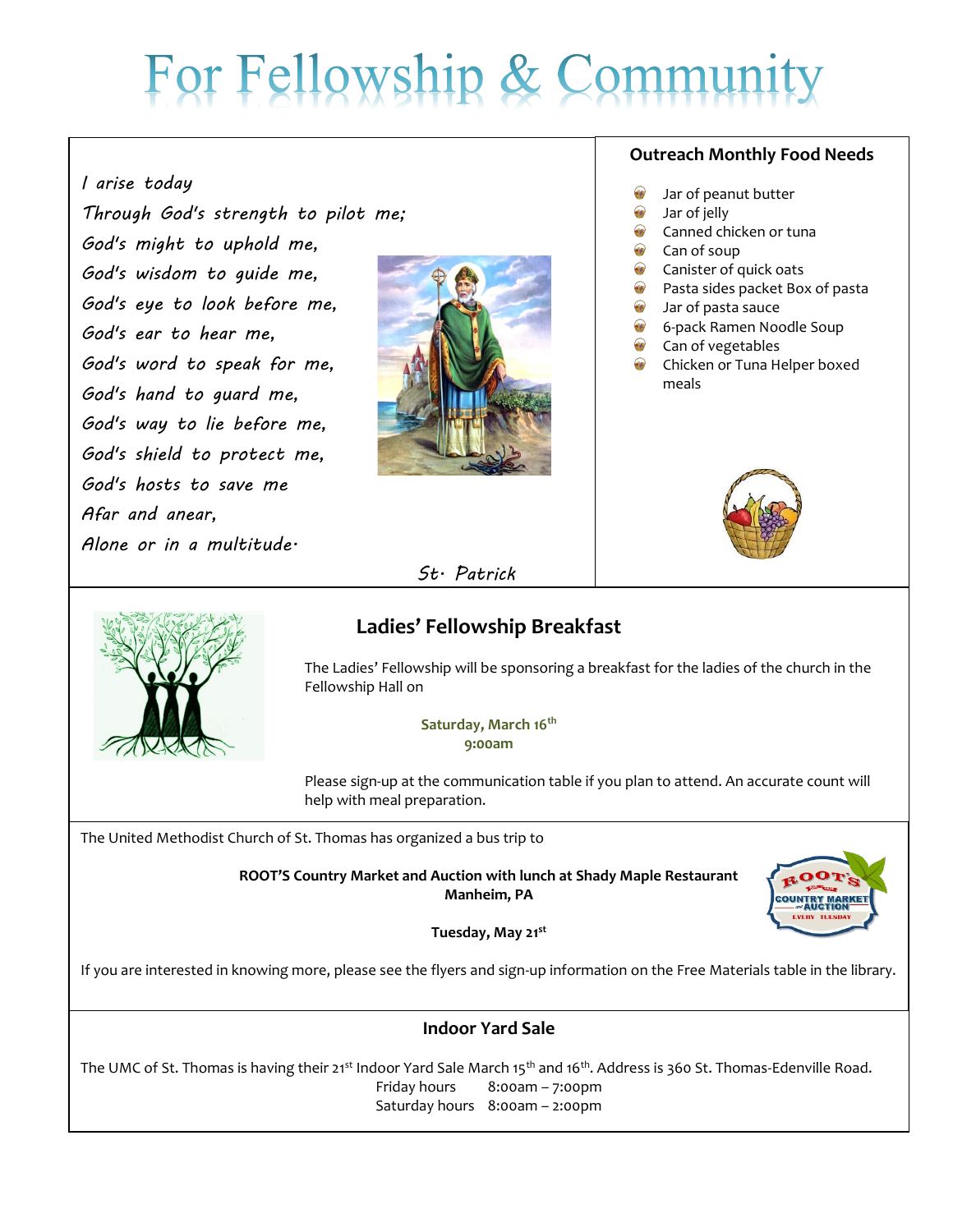# For Fellowship & Community

*I arise today*
*Through God's strength to pilot me;*
*God's might to uphold me,*
*God's wisdom to guide me,*
*God's eye to look before me,*
*God's ear to hear me,*
*God's word to speak for me,*
*God's hand to guard me,*
*God's way to lie before me,*
*God's shield to protect me,*
*God's hosts to save me*
*Afar and anear,*
*Alone or in a multitude.*

*St. Patrick*

## Outreach Monthly Food Needs

- Jar of peanut butter
- Jar of jelly
- Canned chicken or tuna
- Can of soup
- Canister of quick oats
- Pasta sides packet Box of pasta
- Jar of pasta sauce
- 6-pack Ramen Noodle Soup
- Can of vegetables
- Chicken or Tuna Helper boxed meals

## Ladies' Fellowship Breakfast

The Ladies' Fellowship will be sponsoring a breakfast for the ladies of the church in the Fellowship Hall on

**Saturday, March 16th**
**9:00am**

Please sign-up at the communication table if you plan to attend. An accurate count will help with meal preparation.

The United Methodist Church of St. Thomas has organized a bus trip to

**ROOT'S Country Market and Auction with lunch at Shady Maple Restaurant**
**Manheim, PA**

**Tuesday, May 21st**

If you are interested in knowing more, please see the flyers and sign-up information on the Free Materials table in the library.

## Indoor Yard Sale

The UMC of St. Thomas is having their 21st Indoor Yard Sale March 15th and 16th. Address is 360 St. Thomas-Edenville Road.

Friday hours 8:00am – 7:00pm
Saturday hours 8:00am – 2:00pm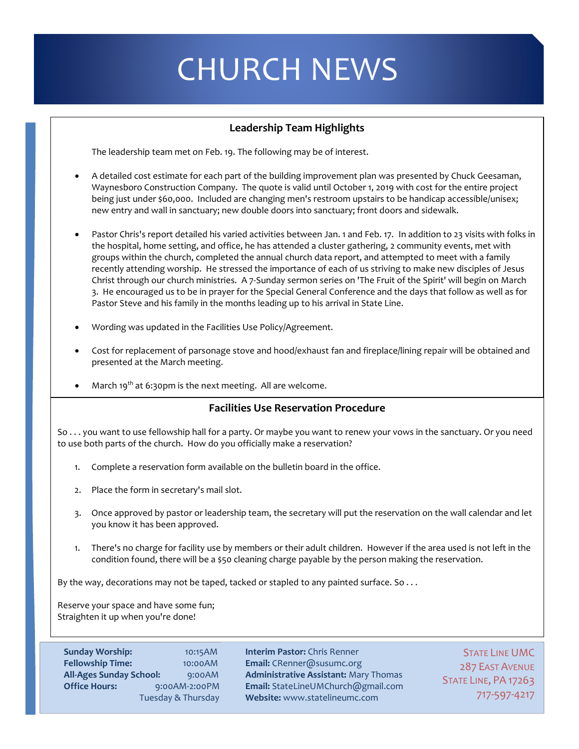# CHURCH NEWS

## Leadership Team Highlights

The leadership team met on Feb. 19. The following may be of interest.

- A detailed cost estimate for each part of the building improvement plan was presented by Chuck Geesaman, Waynesboro Construction Company. The quote is valid until October 1, 2019 with cost for the entire project being just under $60,000. Included are changing men's restroom upstairs to be handicap accessible/unisex; new entry and wall in sanctuary; new double doors into sanctuary; front doors and sidewalk.

- Pastor Chris's report detailed his varied activities between Jan. 1 and Feb. 17. In addition to 23 visits with folks in the hospital, home setting, and office, he has attended a cluster gathering, 2 community events, met with groups within the church, completed the annual church data report, and attempted to meet with a family recently attending worship. He stressed the importance of each of us striving to make new disciples of Jesus Christ through our church ministries. A 7-Sunday sermon series on 'The Fruit of the Spirit' will begin on March 3. He encouraged us to be in prayer for the Special General Conference and the days that follow as well as for Pastor Steve and his family in the months leading up to his arrival in State Line.

- Wording was updated in the Facilities Use Policy/Agreement.

- Cost for replacement of parsonage stove and hood/exhaust fan and fireplace/lining repair will be obtained and presented at the March meeting.

- March 19th at 6:30pm is the next meeting. All are welcome.

## Facilities Use Reservation Procedure

So . . . you want to use fellowship hall for a party. Or maybe you want to renew your vows in the sanctuary. Or you need to use both parts of the church. How do you officially make a reservation?

1. Complete a reservation form available on the bulletin board in the office.
2. Place the form in secretary's mail slot.
3. Once approved by pastor or leadership team, the secretary will put the reservation on the wall calendar and let you know it has been approved.
1. There's no charge for facility use by members or their adult children. However if the area used is not left in the condition found, there will be a $50 cleaning charge payable by the person making the reservation.

By the way, decorations may not be taped, tacked or stapled to any painted surface. So . . .

Reserve your space and have some fun;
Straighten it up when you're done!

| | |
|---|---|
| **Sunday Worship:** | 10:15AM |
| **Fellowship Time:** | 10:00AM |
| **All-Ages Sunday School:** | 9:00AM |
| **Office Hours:** | 9:00AM-2:00PM Tuesday & Thursday |

**Interim Pastor:** Chris Renner
**Email:** CRenner@susumc.org
**Administrative Assistant:** Mary Thomas
**Email:** StateLineUMChurch@gmail.com
**Website:** www.statelineumc.com

STATE LINE UMC
287 EAST AVENUE
STATE LINE, PA 17263
717-597-4217